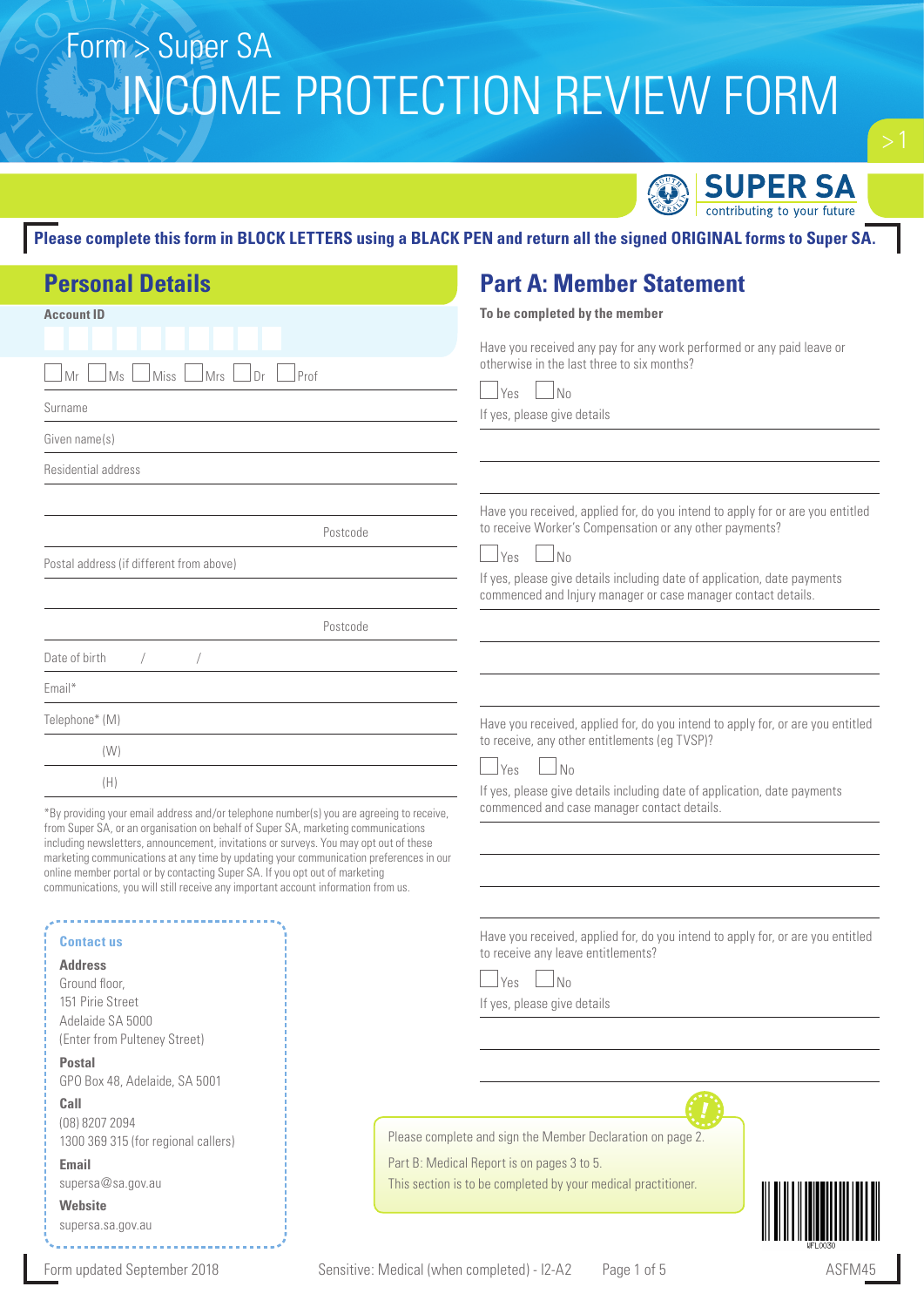Form > Super SA

# INCOME PROTECTION REVIEW FORM

SUPER SA contributing to your future

**Please complete this form in BLOCK LETTERS using a BLACK PEN and return all the signed ORIGINAL forms to Super SA.**

## Personal Details

**Account ID**

☐ Mr ☐ Ms ☐ Miss ☐ Mrs ☐ Dr ☐ Prof

Surname

Given name(s)

Residential address

Postcode

Postal address (if different from above)

Postcode

Date of birth / /

Email*

Telephone* (M)

(W)

(H)

*By providing your email address and/or telephone number(s) you are agreeing to receive, from Super SA, or an organisation on behalf of Super SA, marketing communications including newsletters, announcement, invitations or surveys. You may opt out of these marketing communications at any time by updating your communication preferences in our online member portal or by contacting Super SA. If you opt out of marketing communications, you will still receive any important account information from us.

**Contact us**

**Address**
Ground floor,
151 Pirie Street
Adelaide SA 5000
(Enter from Pulteney Street)

**Postal**
GPO Box 48, Adelaide, SA 5001

**Call**
(08) 8207 2094
1300 369 315 (for regional callers)

**Email**
supersa@sa.gov.au

**Website**
supersa.sa.gov.au

## Part A: Member Statement

**To be completed by the member**

Have you received any pay for any work performed or any paid leave or otherwise in the last three to six months?

☐ Yes ☐ No

If yes, please give details

Have you received, applied for, do you intend to apply for or are you entitled to receive Worker's Compensation or any other payments?

☐ Yes ☐ No

If yes, please give details including date of application, date payments commenced and Injury manager or case manager contact details.

Have you received, applied for, do you intend to apply for, or are you entitled to receive, any other entitlements (eg TVSP)?

☐ Yes ☐ No

If yes, please give details including date of application, date payments commenced and case manager contact details.

Have you received, applied for, do you intend to apply for, or are you entitled to receive any leave entitlements?

☐ Yes ☐ No

If yes, please give details

Please complete and sign the Member Declaration on page 2.

Part B: Medical Report is on pages 3 to 5.

This section is to be completed by your medical practitioner.

Form updated September 2018 Sensitive: Medical (when completed) - I2-A2 ASFM45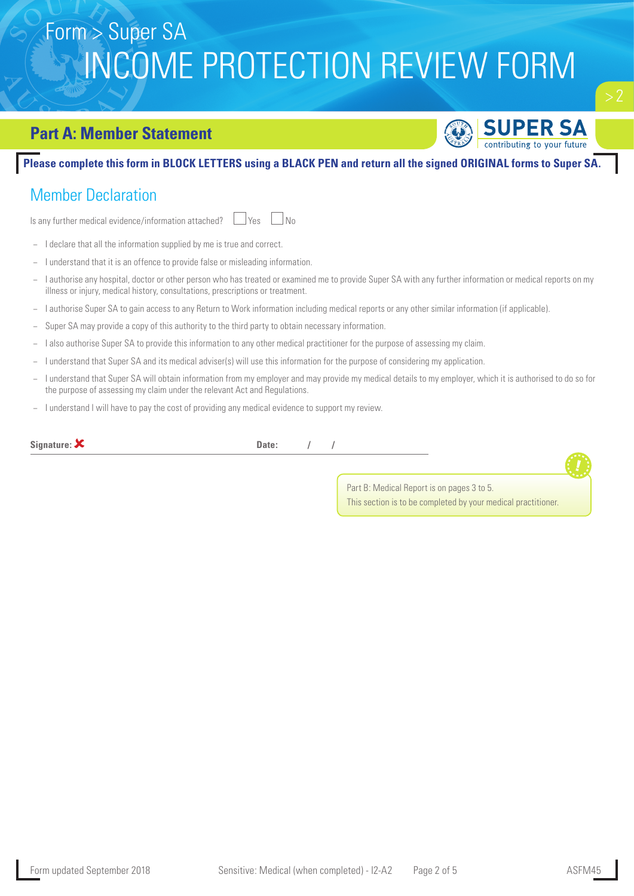# INCOME PROTECTION REVIEW FORM

## Part A: Member Statement

**Please complete this form in BLOCK LETTERS using a BLACK PEN and return all the signed ORIGINAL forms to Super SA.**

### Member Declaration

Is any further medical evidence/information attached? ☐ Yes ☐ No

- I declare that all the information supplied by me is true and correct.
- I understand that it is an offence to provide false or misleading information.
- I authorise any hospital, doctor or other person who has treated or examined me to provide Super SA with any further information or medical reports on my illness or injury, medical history, consultations, prescriptions or treatment.
- I authorise Super SA to gain access to any Return to Work information including medical reports or any other similar information (if applicable).
- Super SA may provide a copy of this authority to the third party to obtain necessary information.
- I also authorise Super SA to provide this information to any other medical practitioner for the purpose of assessing my claim.
- I understand that Super SA and its medical adviser(s) will use this information for the purpose of considering my application.
- I understand that Super SA will obtain information from my employer and may provide my medical details to my employer, which it is authorised to do so for the purpose of assessing my claim under the relevant Act and Regulations.
- I understand I will have to pay the cost of providing any medical evidence to support my review.

**Signature:** ✘ &nbsp;&nbsp;&nbsp;&nbsp; **Date:** &nbsp;&nbsp; / &nbsp;&nbsp; /

Part B: Medical Report is on pages 3 to 5.
This section is to be completed by your medical practitioner.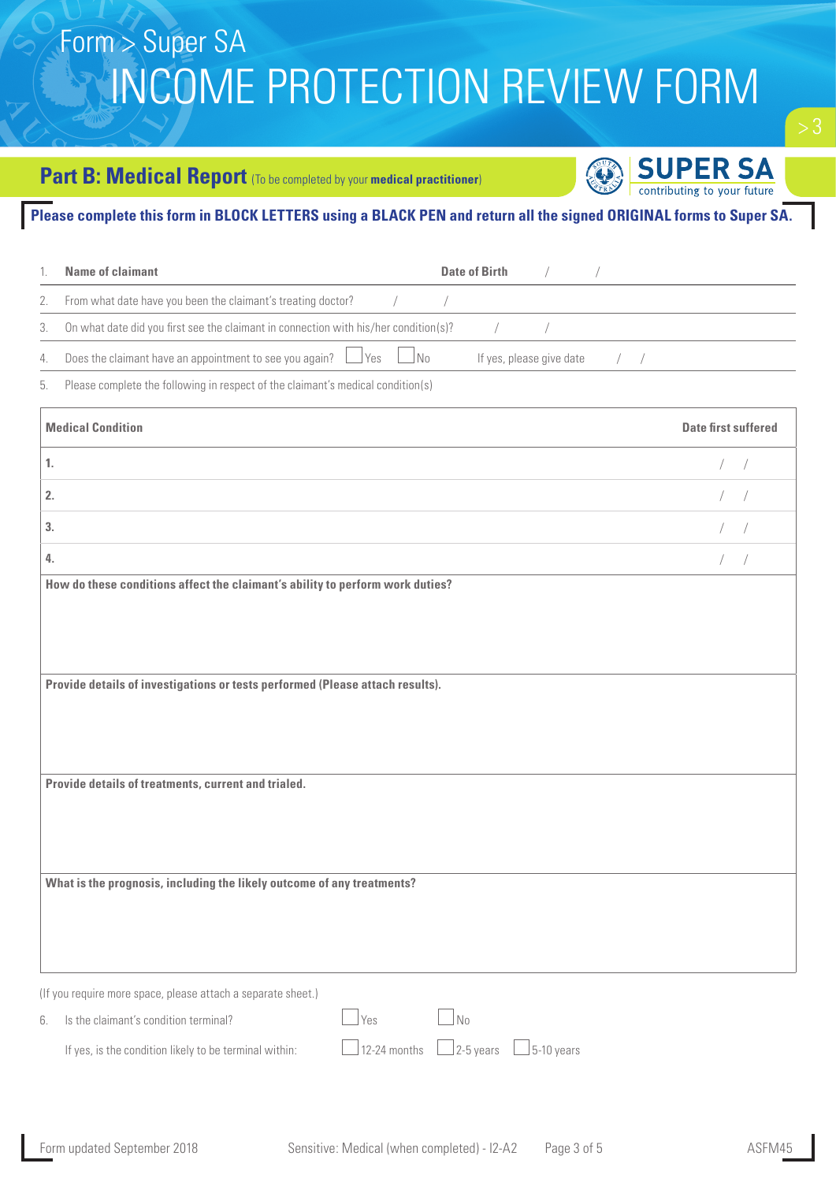Form > Super SA

# INCOME PROTECTION REVIEW FORM

## Part B: Medical Report (To be completed by your **medical practitioner**)

**Please complete this form in BLOCK LETTERS using a BLACK PEN and return all the signed ORIGINAL forms to Super SA.**

1. **Name of claimant** **Date of Birth** / /
2. From what date have you been the claimant's treating doctor? / /
3. On what date did you first see the claimant in connection with his/her condition(s)? / /
4. Does the claimant have an appointment to see you again? ☐ Yes ☐ No If yes, please give date / /
5. Please complete the following in respect of the claimant's medical condition(s)

| **Medical Condition** | **Date first suffered** |
|---|---|
| **1.** | / / |
| **2.** | / / |
| **3.** | / / |
| **4.** | / / |

**How do these conditions affect the claimant's ability to perform work duties?**

**Provide details of investigations or tests performed (Please attach results).**

**Provide details of treatments, current and trialed.**

**What is the prognosis, including the likely outcome of any treatments?**

(If you require more space, please attach a separate sheet.)

6. Is the claimant's condition terminal? ☐ Yes ☐ No

   If yes, is the condition likely to be terminal within: ☐ 12-24 months ☐ 2-5 years ☐ 5-10 years

Form updated September 2018 Sensitive: Medical (when completed) - I2-A2 ASFM45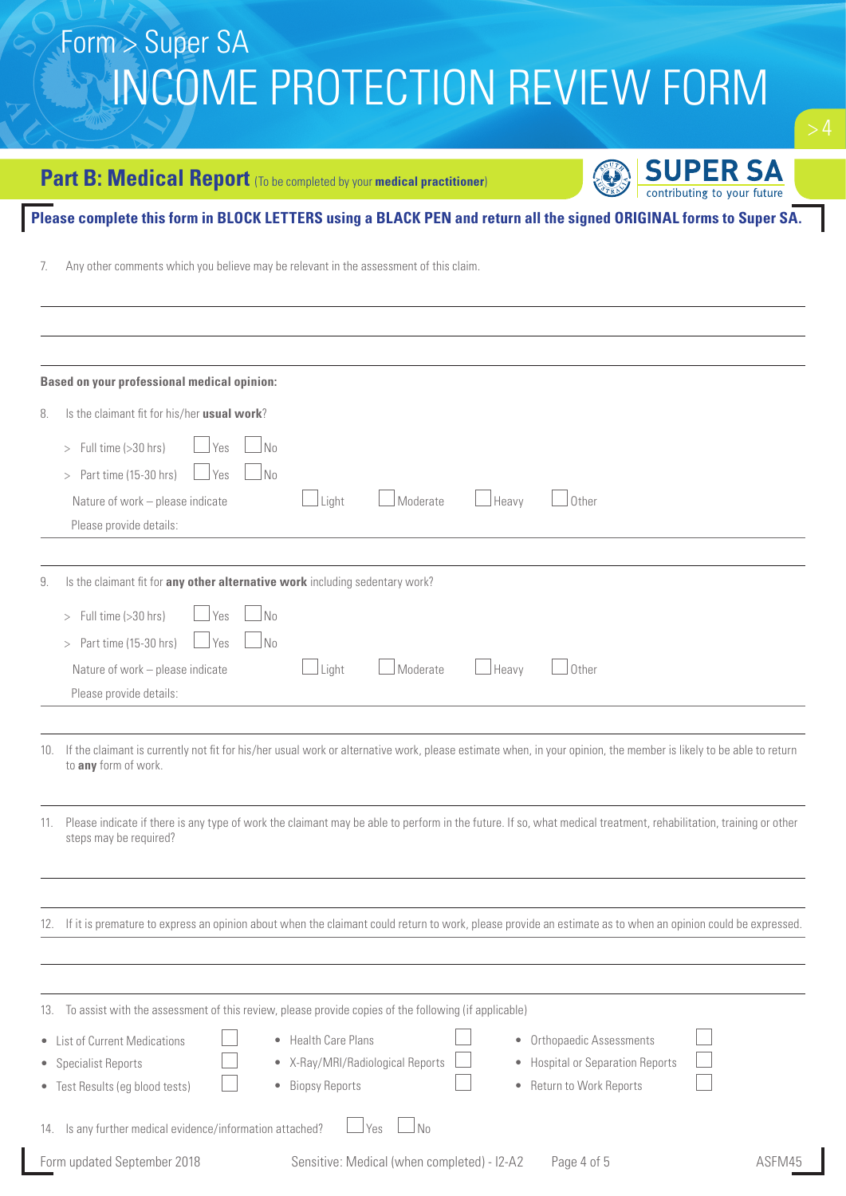# Form > Super SA
# INCOME PROTECTION REVIEW FORM

## Part B: Medical Report (To be completed by your **medical practitioner**)

**Please complete this form in BLOCK LETTERS using a BLACK PEN and return all the signed ORIGINAL forms to Super SA.**

7. Any other comments which you believe may be relevant in the assessment of this claim.

**Based on your professional medical opinion:**

8. Is the claimant fit for his/her **usual work**?

   > Full time (>30 hrs) ☐ Yes ☐ No

   > Part time (15-30 hrs) ☐ Yes ☐ No

   Nature of work – please indicate ☐ Light ☐ Moderate ☐ Heavy ☐ Other

   Please provide details:

9. Is the claimant fit for **any other alternative work** including sedentary work?

   > Full time (>30 hrs) ☐ Yes ☐ No

   > Part time (15-30 hrs) ☐ Yes ☐ No

   Nature of work – please indicate ☐ Light ☐ Moderate ☐ Heavy ☐ Other

   Please provide details:

10. If the claimant is currently not fit for his/her usual work or alternative work, please estimate when, in your opinion, the member is likely to be able to return to **any** form of work.

11. Please indicate if there is any type of work the claimant may be able to perform in the future. If so, what medical treatment, rehabilitation, training or other steps may be required?

12. If it is premature to express an opinion about when the claimant could return to work, please provide an estimate as to when an opinion could be expressed.

13. To assist with the assessment of this review, please provide copies of the following (if applicable)

- List of Current Medications ☐
- Specialist Reports ☐
- Test Results (eg blood tests) ☐
- Health Care Plans ☐
- X-Ray/MRI/Radiological Reports ☐
- Biopsy Reports ☐
- Orthopaedic Assessments ☐
- Hospital or Separation Reports ☐
- Return to Work Reports ☐

14. Is any further medical evidence/information attached? ☐ Yes ☐ No

Form updated September 2018 | Sensitive: Medical (when completed) - I2-A2 | ASFM45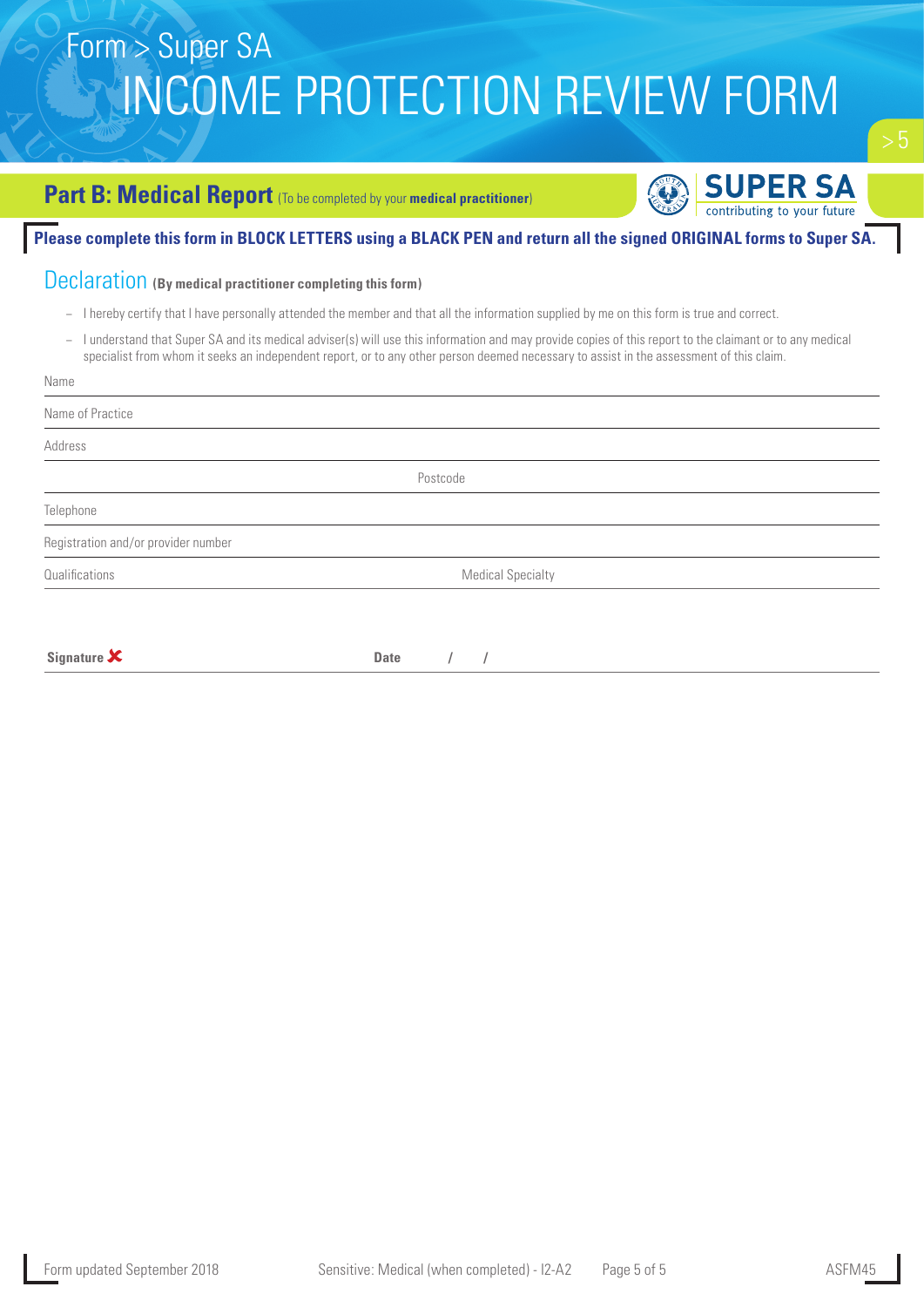# Form > Super SA
# INCOME PROTECTION REVIEW FORM

## Part B: Medical Report (To be completed by your **medical practitioner**)

SUPER SA
contributing to your future

**Please complete this form in BLOCK LETTERS using a BLACK PEN and return all the signed ORIGINAL forms to Super SA.**

### Declaration **(By medical practitioner completing this form)**

- I hereby certify that I have personally attended the member and that all the information supplied by me on this form is true and correct.
- I understand that Super SA and its medical adviser(s) will use this information and may provide copies of this report to the claimant or to any medical specialist from whom it seeks an independent report, or to any other person deemed necessary to assist in the assessment of this claim.

Name

Name of Practice

Address

Postcode

Telephone

Registration and/or provider number

Qualifications

Medical Specialty

**Signature** ✘

**Date** / /

Form updated September 2018

Sensitive: Medical (when completed) - I2-A2

ASFM45